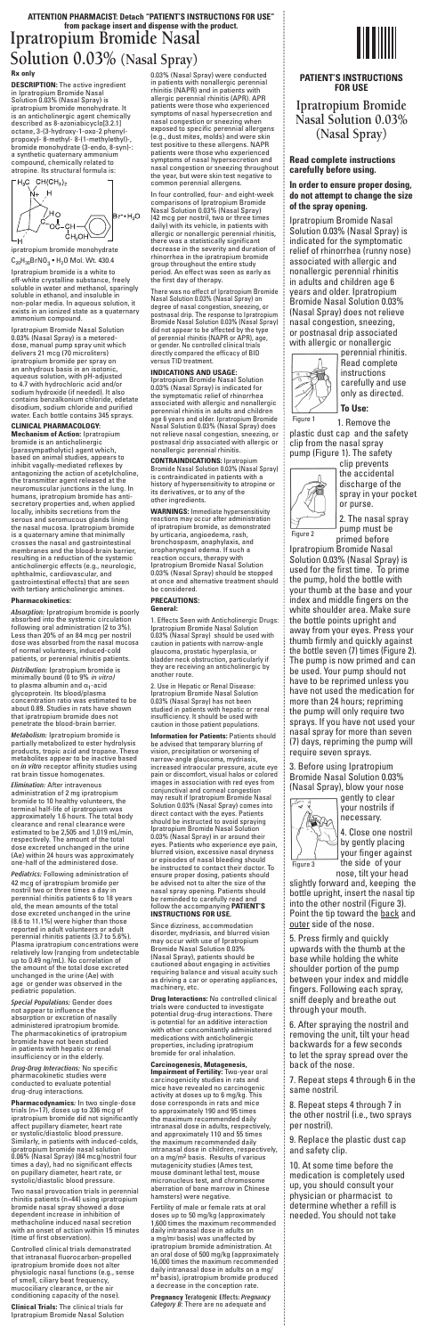**ATTENTION PHARMACIST: Detach "PATIENT'S INSTRUCTIONS FOR USE" from package insert and dispense with the product.**

# Ipratropium Bromide Nasal Solution 0.03% (Nasal Spray)

**Rx only**

**DESCRIPTION:** The active ingredient in Ipratropium Bromide Nasal Solution 0.03% (Nasal Spray) is ipratropium bromide monohydrate. It is an anticholinergic agent chemically described as 8-azoniabicyclo[3.2.1] octane, 3-(3-hydroxy-1-oxo-2 phenyl-propoxy)- 8- methyl- 8-(1-methylethyl)-, bromide monohydrate (3-endo, 8-syn)-: a synthetic quaternary ammonium compound, chemically related to atropine. Its structural formula is:

ipratropium bromide monohydrate

$C_{20}H_{30}BrNO_3 \cdot H_2O$ Mol. Wt. 430.4

Ipratropium bromide is a white to off-white crystalline substance, freely soluble in water and methanol, sparingly soluble in ethanol, and insoluble in non-polar media. In aqueous solution, it exists in an ionized state as a quaternary ammonium compound.

Ipratropium Bromide Nasal Solution 0.03% (Nasal Spray) is a metered-dose, manual pump spray unit which delivers 21 mcg (70 microliters) ipratropium bromide per spray on an anhydrous basis in an isotonic, aqueous solution, with pH-adjusted to 4.7 with hydrochloric acid and/or sodium hydroxide (if needed). It also contains benzalkonium chloride, edetate disodium, sodium chloride and purified water. Each bottle contains 345 sprays.

**CLINICAL PHARMACOLOGY:**

**Mechanism of Action:** Ipratropium bromide is an anticholinergic (parasympatholytic) agent which, based on animal studies, appears to inhibit vagally-mediated reflexes by antagonizing the action of acetylcholine, the transmitter agent released at the neuromuscular junctions in the lung. In humans, ipratropium bromide has anti-secretory properties and, when applied locally, inhibits secretions from the serous and seromucous glands lining the nasal mucosa. Ipratropium bromide is a quaternary amine that minimally crosses the nasal and gastrointestinal membranes and the blood-brain barrier, resulting in a reduction of the systemic anticholinergic effects (e.g., neurologic, ophthalmic, cardiovascular, and gastrointestinal effects) that are seen with tertiary anticholinergic amines.

**Pharmacokinetics:**

*Absorption:* Ipratropium bromide is poorly absorbed into the systemic circulation following oral administration (2 to 3%). Less than 20% of an 84 mcg per nostril dose was absorbed from the nasal mucosa of normal volunteers, induced-cold patients, or perennial rhinitis patients.

*Distribution:* Ipratropium bromide is minimally bound (0 to 9% *in vitro*) to plasma albumin and $\alpha_1$-acid glycoprotein. Its blood/plasma concentration ratio was estimated to be about 0.89. Studies in rats have shown that ipratropium bromide does not penetrate the blood-brain barrier.

*Metabolism:* Ipratropium bromide is partially metabolized to ester hydrolysis products, tropic acid and tropane. These metabolites appear to be inactive based on *in vitro* receptor affinity studies using rat brain tissue homogenates.

*Elimination:* After intravenous administration of 2 mg ipratropium bromide to 10 healthy volunteers, the terminal half-life of ipratropium was approximately 1.6 hours. The total body clearance and renal clearance were estimated to be 2,505 and 1,019 mL/min, respectively. The amount of the total dose excreted unchanged in the urine (Ae) within 24 hours was approximately one-half of the administered dose.

*Pediatrics:* Following administration of 42 mcg of ipratropium bromide per nostril two or three times a day in perennial rhinitis patients 6 to 18 years old, the mean amounts of the total dose excreted unchanged in the urine (8.6 to 11.1%) were higher than those reported in adult volunteers or adult perennial rhinitis patients (3.7 to 5.6%). Plasma ipratropium concentrations were relatively low (ranging from undetectable up to 0.49 ng/mL). No correlation of the amount of the total dose excreted unchanged in the urine (Ae) with age or gender was observed in the pediatric population.

*Special Populations:* Gender does not appear to influence the absorption or excretion of nasally administered ipratropium bromide. The pharmacokinetics of ipratropium bromide have not been studied in patients with hepatic or renal insufficiency or in the elderly.

*Drug-Drug Interactions:* No specific pharmacokinetic studies were conducted to evaluate potential drug-drug interactions.

**Pharmacodynamics:** In two single-dose trials (n=17), doses up to 336 mcg of ipratropium bromide did not significantly affect pupillary diameter, heart rate or systolic/diastolic blood pressure. Similarly, in patients with induced-colds, ipratropium bromide nasal solution 0.06% (Nasal Spray) (84 mcg/nostril four times a day), had no significant effects on pupillary diameter, heart rate, or systolic/diastolic blood pressure.

Two nasal provocation trials in perennial rhinitis patients (n=44) using ipratropium bromide nasal spray showed a dose dependent increase in inhibition of methacholine induced nasal secretion with an onset of action within 15 minutes (time of first observation).

Controlled clinical trials demonstrated that intranasal fluorocarbon-propelled ipratropium bromide does not alter physiologic nasal functions (e.g., sense of smell, ciliary beat frequency, mucociliary clearance, or the air conditioning capacity of the nose).

**Clinical Trials:** The clinical trials for Ipratropium Bromide Nasal Solution 0.03% (Nasal Spray) were conducted in patients with nonallergic perennial rhinitis (NAPR) and in patients with allergic perennial rhinitis (APR). APR patients were those who experienced symptoms of nasal hypersecretion and nasal congestion or sneezing when exposed to specific perennial allergens (e.g., dust mites, molds) and were skin test positive to these allergens. NAPR patients were those who experienced symptoms of nasal hypersecretion and nasal congestion or sneezing throughout the year, but were skin test negative to common perennial allergens.

In four controlled, four- and eight-week comparisons of Ipratropium Bromide Nasal Solution 0.03% (Nasal Spray) (42 mcg per nostril, two or three times daily) with its vehicle, in patients with allergic or nonallergic perennial rhinitis, there was a statistically significant decrease in the severity and duration of rhinorrhea in the ipratropium bromide group throughout the entire study period. An effect was seen as early as the first day of therapy.

There was no effect of Ipratropium Bromide Nasal Solution 0.03% (Nasal Spray) on degree of nasal congestion, sneezing, or postnasal drip. The response to Ipratropium Bromide Nasal Solution 0.03% (Nasal Spray) did not appear to be affected by the type of perennial rhinitis (NAPR or APR), age, or gender. No controlled clinical trials directly compared the efficacy of BID versus TID treatment.

**INDICATIONS AND USAGE:** Ipratropium Bromide Nasal Solution 0.03% (Nasal Spray) is indicated for the symptomatic relief of rhinorrhea associated with allergic and nonallergic perennial rhinitis in adults and children age 6 years and older. Ipratropium Bromide Nasal Solution 0.03% (Nasal Spray) does not relieve nasal congestion, sneezing, or postnasal drip associated with allergic or nonallergic perennial rhinitis.

**CONTRAINDICATIONS:** Ipratropium Bromide Nasal Solution 0.03% (Nasal Spray) is contraindicated in patients with a history of hypersensitivity to atropine or its derivatives, or to any of the other ingredients.

**WARNINGS:** Immediate hypersensitivity reactions may occur after administration of ipratropium bromide, as demonstrated by urticaria, angioedema, rash, bronchospasm, anaphylaxis, and oropharyngeal edema. If such a reaction occurs, therapy with Ipratropium Bromide Nasal Solution 0.03% (Nasal Spray) should be stopped at once and alternative treatment should be considered.

**PRECAUTIONS:**

**General:**

1. Effects Seen with Anticholinergic Drugs: Ipratropium Bromide Nasal Solution 0.03% (Nasal Spray) should be used with caution in patients with narrow-angle glaucoma, prostatic hyperplasia, or bladder neck obstruction, particularly if they are receiving an anticholinergic by another route.

2. Use in Hepatic or Renal Disease: Ipratropium Bromide Nasal Solution 0.03% (Nasal Spray) has not been studied in patients with hepatic or renal insufficiency. It should be used with caution in those patient populations.

**Information for Patients:** Patients should be advised that temporary blurring of vision, precipitation or worsening of narrow-angle glaucoma, mydriasis, increased intraocular pressure, acute eye pain or discomfort, visual halos or colored images in association with red eyes from conjunctival and corneal congestion may result if Ipratropium Bromide Nasal Solution 0.03% (Nasal Spray) comes into direct contact with the eyes. Patients should be instructed to avoid spraying Ipratropium Bromide Nasal Solution 0.03% (Nasal Spray) in or around their eyes. Patients who experience eye pain, blurred vision, excessive nasal dryness or episodes of nasal bleeding should be instructed to contact their doctor. To ensure proper dosing, patients should be advised not to alter the size of the nasal spray opening. Patients should be reminded to carefully read and follow the accompanying **PATIENT'S INSTRUCTIONS FOR USE**.

Since dizziness, accommodation disorder, mydriasis, and blurred vision may occur with use of Ipratropium Bromide Nasal Solution 0.03% (Nasal Spray), patients should be cautioned about engaging in activities requiring balance and visual acuity such as driving a car or operating appliances, machinery, etc.

**Drug Interactions:** No controlled clinical trials were conducted to investigate potential drug-drug interactions. There is potential for an additive interaction with other concomitantly administered medications with anticholinergic properties, including ipratropium bromide for oral inhalation.

**Carcinogenesis, Mutagenesis, Impairment of Fertility:** Two-year oral carcinogenicity studies in rats and mice have revealed no carcinogenic activity at doses up to 6 mg/kg. This dose corresponds in rats and mice to approximately 190 and 95 times the maximum recommended daily intranasal dose in adults, respectively, and approximately 110 and 55 times the maximum recommended daily intranasal dose in children, respectively, on a mg/m² basis. Results of various mutagenicity studies (Ames test, mouse dominant lethal test, mouse micronucleus test, and chromosome aberration of bone marrow in Chinese hamsters) were negative.

Fertility of male or female rats at oral doses up to 50 mg/kg (approximately 1,600 times the maximum recommended daily intranasal dose in adults on a mg/m² basis) was unaffected by ipratropium bromide administration. At an oral dose of 500 mg/kg (approximately 16,000 times the maximum recommended daily intranasal dose in adults on a mg/m² basis), ipratropium bromide produced a decrease in the conception rate.

**Pregnancy** Teratogenic Effects: *Pregnancy Category B*: There are no adequate and

## PATIENT'S INSTRUCTIONS FOR USE

# Ipratropium Bromide Nasal Solution 0.03% (Nasal Spray)

**Read complete instructions carefully before using.**

**In order to ensure proper dosing, do not attempt to change the size of the spray opening.**

Ipratropium Bromide Nasal Solution 0.03% (Nasal Spray) is indicated for the symptomatic relief of rhinorrhea (runny nose) associated with allergic and nonallergic perennial rhinitis in adults and children age 6 years and older. Ipratropium Bromide Nasal Solution 0.03% (Nasal Spray) does not relieve nasal congestion, sneezing, or postnasal drip associated with allergic or nonallergic perennial rhinitis. Read complete instructions carefully and use only as directed.

**To Use:**

Figure 1

1. Remove the plastic dust cap and the safety clip from the nasal spray pump (Figure 1). The safety clip prevents the accidental discharge of the spray in your pocket or purse.

Figure 2

2. The nasal spray pump must be primed before Ipratropium Bromide Nasal Solution 0.03% (Nasal Spray) is used for the first time. To prime the pump, hold the bottle with your thumb at the base and your index and middle fingers on the white shoulder area. Make sure the bottle points upright and away from your eyes. Press your thumb firmly and quickly against the bottle seven (7) times (Figure 2). The pump is now primed and can be used. Your pump should not have to be reprimed unless you have not used the medication for more than 24 hours; repriming the pump will only require two sprays. If you have not used your nasal spray for more than seven (7) days, repriming the pump will require seven sprays.

3. Before using Ipratropium Bromide Nasal Solution 0.03% (Nasal Spray), blow your nose gently to clear your nostrils if necessary.

Figure 3

4. Close one nostril by gently placing your finger against the side of your nose, tilt your head slightly forward and, keeping the bottle upright, insert the nasal tip into the other nostril (Figure 3). Point the tip toward the back and outer side of the nose.

5. Press firmly and quickly upwards with the thumb at the base while holding the white shoulder portion of the pump between your index and middle fingers. Following each spray, sniff deeply and breathe out through your mouth.

6. After spraying the nostril and removing the unit, tilt your head backwards for a few seconds to let the spray spread over the back of the nose.

7. Repeat steps 4 through 6 in the same nostril.

8. Repeat steps 4 through 7 in the other nostril (i.e., two sprays per nostril).

9. Replace the plastic dust cap and safety clip.

10. At some time before the medication is completely used up, you should consult your physician or pharmacist to determine whether a refill is needed. You should not take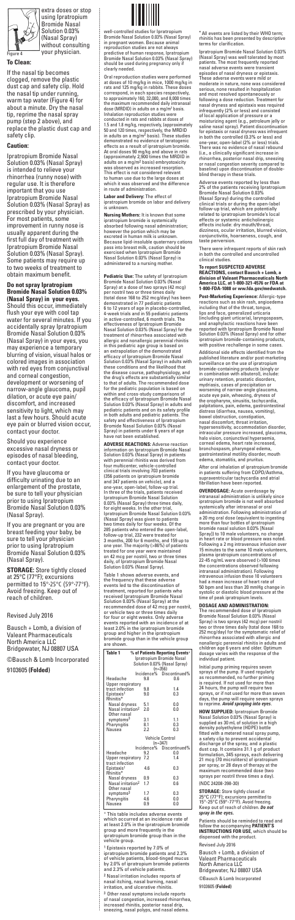extra doses or stop using Ipratropium Bromide Nasal Solution 0.03% (Nasal Spray) without consulting your physician.

Figure 4

**To Clean:**

If the nasal tip becomes clogged, remove the plastic dust cap and safety clip. Hold the nasal tip under running, warm tap water (Figure 4) for about a minute. Dry the nasal tip, reprime the nasal spray pump (step 2 above), and replace the plastic dust cap and safety clip.

**Caution:**

Ipratropium Bromide Nasal Solution 0.03% (Nasal Spray) is intended to relieve your rhinorrhea (runny nose) with regular use. It is therefore important that you use Ipratropium Bromide Nasal Solution 0.03% (Nasal Spray) as prescribed by your physician. For most patients, some improvement in runny nose is usually apparent during the first full day of treatment with Ipratropium Bromide Nasal Solution 0.03% (Nasal Spray). Some patients may require up to two weeks of treatment to obtain maximum benefit.

**Do not spray Ipratropium Bromide Nasal Solution 0.03% (Nasal Spray) in your eyes.** Should this occur, immediately flush your eye with cool tap water for several minutes. If you accidentally spray Ipratropium Bromide Nasal Solution 0.03% (Nasal Spray) in your eyes, you may experience a temporary blurring of vision, visual halos or colored images in association with red eyes from conjunctival and corneal congestion, development or worsening of narrow-angle glaucoma, pupil dilation, or acute eye pain/discomfort, and increased sensitivity to light, which may last a few hours. Should acute eye pain or blurred vision occur, contact your doctor.

Should you experience excessive nasal dryness or episodes of nasal bleeding, contact your doctor.

If you have glaucoma or difficulty urinating due to an enlargement of the prostate, be sure to tell your physician prior to using Ipratropium Bromide Nasal Solution 0.03% (Nasal Spray).

If you are pregnant or you are breast feeding your baby, be sure to tell your physician prior to using Ipratropium Bromide Nasal Solution 0.03% (Nasal Spray).

**STORAGE:** Store tightly closed at 25°C (77°F); excursions permitted to 15°-25°C (59°-77°F). Avoid freezing. Keep out of reach of children.

Revised July 2016

Bausch + Lomb, a division of Valeant Pharmaceuticals North America LLC
Bridgewater, NJ 08807 USA

©Bausch & Lomb Incorporated

9103605 **(Folded)**

well-controlled studies for Ipratropium Bromide Nasal Solution 0.03% (Nasal Spray) in pregnant women. Because animal reproduction studies are not always predictive of human response, Ipratropium Bromide Nasal Solution 0.03% (Nasal Spray) should be used during pregnancy only if clearly needed.

Oral reproduction studies were performed at doses of 10 mg/kg in mice, 1000 mg/kg in rats and 125 mg/kg in rabbits. These doses correspond, in each species respectively, to approximately 160, 32,000, and 8,000 times the maximum recommended daily intranasal dose (MRIDD) in adults on a mg/m² basis. Inhalation reproduction studies were conducted in rats and rabbits at doses of 1.5 and 1.8 mg/kg, respectively, (approximately 50 and 120 times, respectively, the MRIDD in adults on a mg/m² basis). These studies demonstrated no evidence of teratogenic effects as a result of ipratropium bromide. At oral doses 90 mg/kg and above in rats (approximately 2,900 times the MRIDD in adults on a mg/m² basis) embryotoxicity was observed as increased resorption. This effect is not considered relevant to human use due to the large doses at which it was observed and the difference in route of administration.

**Labor and Delivery:** The effect of ipratropium bromide on labor and delivery is unknown.

**Nursing Mothers:** It is known that some ipratropium bromide is systemically absorbed following nasal administration; however the portion which may be excreted in human milk is unknown. Because lipid-insoluble quaternary cations pass into breast milk, caution should be exercised when Ipratropium Bromide Nasal Solution 0.03% (Nasal Spray) is administered to a nursing mother.

**Pediatric Use:** The safety of Ipratropium Bromide Nasal Solution 0.03% (Nasal Spray) at a dose of two sprays (42 mcg) per nostril two or three times daily (total dose 168 to 252 mcg/day) has been demonstrated in 77 pediatric patients 6 to 12 years of age in placebo-controlled, 4-week trials and in 55 pediatric patients in active-controlled, 6 month trials. The effectiveness of Ipratropium Bromide Nasal Solution 0.03% (Nasal Spray) for the treatment of rhinorrhea associated with allergic and nonallergic perennial rhinitis in this pediatric age group is based on an extrapolation of the demonstrated efficacy of Ipratropium Bromide Nasal Solution 0.03% (Nasal Spray) in adults with these conditions and the likelihood that the disease course, pathophysiology, and the drug's effects are substantially similar to that of adults. The recommended dose for the pediatric population is based on within and cross-study comparisons of the efficacy of Ipratropium Bromide Nasal Solution 0.03% (Nasal Spray) in adults and pediatric patients and on its safety profile in both adults and pediatric patients. The safety and effectiveness of Ipratropium Bromide Nasal Solution 0.03% (Nasal Spray) in patients under 6 years of age have not been established.

**ADVERSE REACTIONS:** Adverse reaction information on Ipratropium Bromide Nasal Solution 0.03% (Nasal Spray) in patients with perennial rhinitis was derived from four multicenter, vehicle-controlled clinical trials involving 703 patients (356 patients on ipratropium bromide and 347 patients on vehicle), and a one-year, open-label, follow-up trial. In three of the trials, patients received Ipratropium Bromide Nasal Solution 0.03% (Nasal Spray) three times daily, for eight weeks. In the other trial, Ipratropium Bromide Nasal Solution 0.03% (Nasal Spray) was given to patients two times daily for four weeks. Of the 285 patients who entered the open-label, follow-up trial, 232 were treated for 3 months, 200 for 6 months, and 159 up to one year. The majority (>86%) of patients treated for one year were maintained on 42 mcg per nostril, two or three times daily, of Ipratropium Bromide Nasal Solution 0.03% (Nasal Spray).

Table 1 shows adverse events, and the frequency that these adverse events led to the discontinuation of treatment, reported for patients who received Ipratropium Bromide Nasal Solution 0.03% (Nasal Spray) at the recommended dose of 42 mcg per nostril, or vehicle two or three times daily for four or eight weeks. Only adverse events reported with an incidence of at least 2.0% in the ipratropium bromide group and higher in the ipratropium bromide group than in the vehicle group are shown.

| Table 1 | % of Patients Reporting Events* | |
|---|---|---|
| | Ipratropium Bromide Nasal Solution 0.03% (Nasal Spray) (n=356) | |
| | Incidence% | Discontinued% |
| Headache | 9.8 | 0.6 |
| Upper respiratory tract infection | 9.8 | 1.4 |
| Epistaxis[1] | 9.0 | 0.3 |
| Rhinitis* | | |
| Nasal dryness | 5.1 | 0.0 |
| Nasal irritation[2] | 2.0 | 0.0 |
| Other nasal symptoms[3] | 3.1 | 1.1 |
| Pharyngitis | 8.1 | 0.3 |
| Nausea | 2.2 | 0.3 |
| | Vehicle Control (n=347) | |
| | Incidence% | Discontinued% |
| Headache | 9.2 | 0.0 |
| Upper respiratory tract infection | 7.2 | 1.4 |
| Epistaxis[1] | 4.6 | 0.3 |
| Rhinitis* | | |
| Nasal dryness | 0.9 | 0.3 |
| Nasal irritation[2] | 1.7 | 0.6 |
| Other nasal symptoms[3] | 1.7 | 0.3 |
| Pharyngitis | 4.6 | 0.0 |
| Nausea | 0.9 | 0.0 |

\* This table includes adverse events which occurred at an incidence rate of at least 2.0% in the ipratropium bromide group and more frequently in the ipratropium bromide group than in the vehicle group.

[1] Epistaxis reported by 7.0% of ipratropium bromide patients and 2.3% of vehicle patients, blood-tinged mucus by 2.0% of ipratropium bromide patients and 2.3% of vehicle patients.

[2] Nasal irritation includes reports of nasal itching, nasal burning, nasal irritation, and ulcerative rhinitis.

[3] Other nasal symptoms include reports of nasal congestion, increased rhinorrhea, increased rhinitis, posterior nasal drip, sneezing, nasal polyps, and nasal edema.

\* All events are listed by their WHO term; rhinitis has been presented by descriptive terms for clarification.

Ipratropium Bromide Nasal Solution 0.03% (Nasal Spray) was well tolerated by most patients. The most frequently reported nasal adverse events were transient episodes of nasal dryness or epistaxis. These adverse events were mild or moderate in nature, none was considered serious, none resulted in hospitalization and most resolved spontaneously or following a dose reduction. Treatment for nasal dryness and epistaxis was required infrequently (2% or less) and consisted of local application of pressure or a moisturizing agent (e.g., petroleum jelly or saline nasal spray). Patient discontinuation for epistaxis or nasal dryness was infrequent in both the controlled (0.3% or less) and one-year, open-label (2% or less) trials. There was no evidence of nasal rebound (i.e., a clinically significant increase in rhinorrhea, posterior nasal drip, sneezing or nasal congestion severity compared to baseline) upon discontinuation of double-blind therapy in these trials.

Adverse events reported by less than 2% of the patients receiving Ipratropium Bromide Nasal Solution 0.03% (Nasal Spray) during the controlled clinical trials or during the open-label follow-up trial, which are potentially related to ipratropium bromide's local effects or systemic anticholinergic effects include: dry mouth/throat, dizziness, ocular irritation, blurred vision, conjunctivitis, hoarseness, cough, and taste perversion.

There were infrequent reports of skin rash in both the controlled and uncontrolled clinical studies.

**To report SUSPECTED ADVERSE REACTIONS, contact Bausch + Lomb, a division of Valeant Pharmaceuticals North America LLC, at 1-800-321-4576 or FDA at 1-800-FDA-1088 or ww.fda.gov/medwatch.**

**Post-Marketing Experience:** Allergic-type reactions such as skin rash, angioedema including that of the throat, tongue, lips and face, generalized urticaria (including giant urticaria), laryngospasm, and anaphylactic reactions have been reported with Ipratropium Bromide Nasal Solution 0.03% (Nasal Spray) and for other ipratropium bromide-containing products, with positive rechallenge in some cases.

Additional side effects identified from the published literature and/or post-marketing surveillance on the use of ipratropium bromide-containing products (singly or in combination with albuterol), include: urinary retention, prostatic disorders, mydriasis, cases of precipitation or worsening of narrow-angle glaucoma, acute eye pain, wheezing, dryness of the oropharynx, sinusitis, tachycardia, palpitations, pain, edema, gastrointestinal distress (diarrhea, nausea, vomiting), bowel obstruction, constipation, nasal discomfort, throat irritation, hypersensitivity, accommodation disorder, intraocular pressure increased, glaucoma, halo vision, conjunctival hyperaemia, corneal edema, heart rate increased, bronchospasm, pharyngeal edema, gastrointestinal motility disorder, mouth edema, stomatitis, and pruritus.

After oral inhalation of ipratropium bromide in patients suffering from COPD/Asthma, supraventricular tachycardia and atrial fibrillation have been reported.

**OVERDOSAGE:** Acute overdosage by intranasal administration is unlikely since ipratropium bromide is not well absorbed systemically after intranasal or oral administration. Following administration of a 20 mg oral dose (equivalent to ingesting more than four bottles of ipratropium bromide nasal solution 0.03% [Nasal Spray]) to 10 male volunteers, no change in heart rate or blood pressure was noted. Following a 2 mg intravenous infusion over 15 minutes to the same 10 male volunteers, plasma ipratropium concentrations of 22-45 ng/mL were observed (>100 times the concentrations observed following intranasal administration). Following intravenous infusion these 10 volunteers had a mean increase of heart rate of 50 bpm and less than 20 mmHg change in systolic or diastolic blood pressure at the time of peak ipratropium levels.

**DOSAGE AND ADMINISTRATION:** The recommended dose of Ipratropium Bromide Nasal Solution 0.03% (Nasal Spray) is two sprays (42 mcg) per nostril two or three times daily (total dose 168 to 252 mcg/day) for the symptomatic relief of rhinorrhea associated with allergic and nonallergic perennial rhinitis in adults and children age 6 years and older. Optimum dosage varies with the response of the individual patient.

Initial pump priming requires seven sprays of the pump. If used regularly as recommended, no further priming is required. If not used for more than 24 hours, the pump will require two sprays, or if not used for more than seven days, the pump will require seven sprays to reprime. ***Avoid spraying into eyes.***

**HOW SUPPLIED:** Ipratropium Bromide Nasal Solution 0.03% (Nasal Spray) is supplied as 30 mL of solution in a high density polyethylene (HDPE) bottle fitted with a metered nasal spray pump, a safety clip to prevent accidental discharge of the spray, and a plastic dust cap. It contains 31.1 g of product formulation, 345 sprays, each delivering 21 mcg (70 microliters) of ipratropium per spray, or 28 days of therapy at the maximum recommended dose (two sprays per nostril three times a day).

(NDC 24208-398-30)

**STORAGE:** Store tightly closed at 25°C (77°F); excursions permitted to 15°-25°C (59°-77°F). Avoid freezing. Keep out of reach of children. ***Do not spray in the eyes.***

Patients should be reminded to read and follow the accompanying **PATIENT'S INSTRUCTIONS FOR USE**, which should be dispensed with the product.

Revised July 2016

Bausch + Lomb, a division of Valeant Pharmaceuticals North America LLC
Bridgewater, NJ 08807 USA

©Bausch & Lomb Incorporated

9103605 **(Folded)**